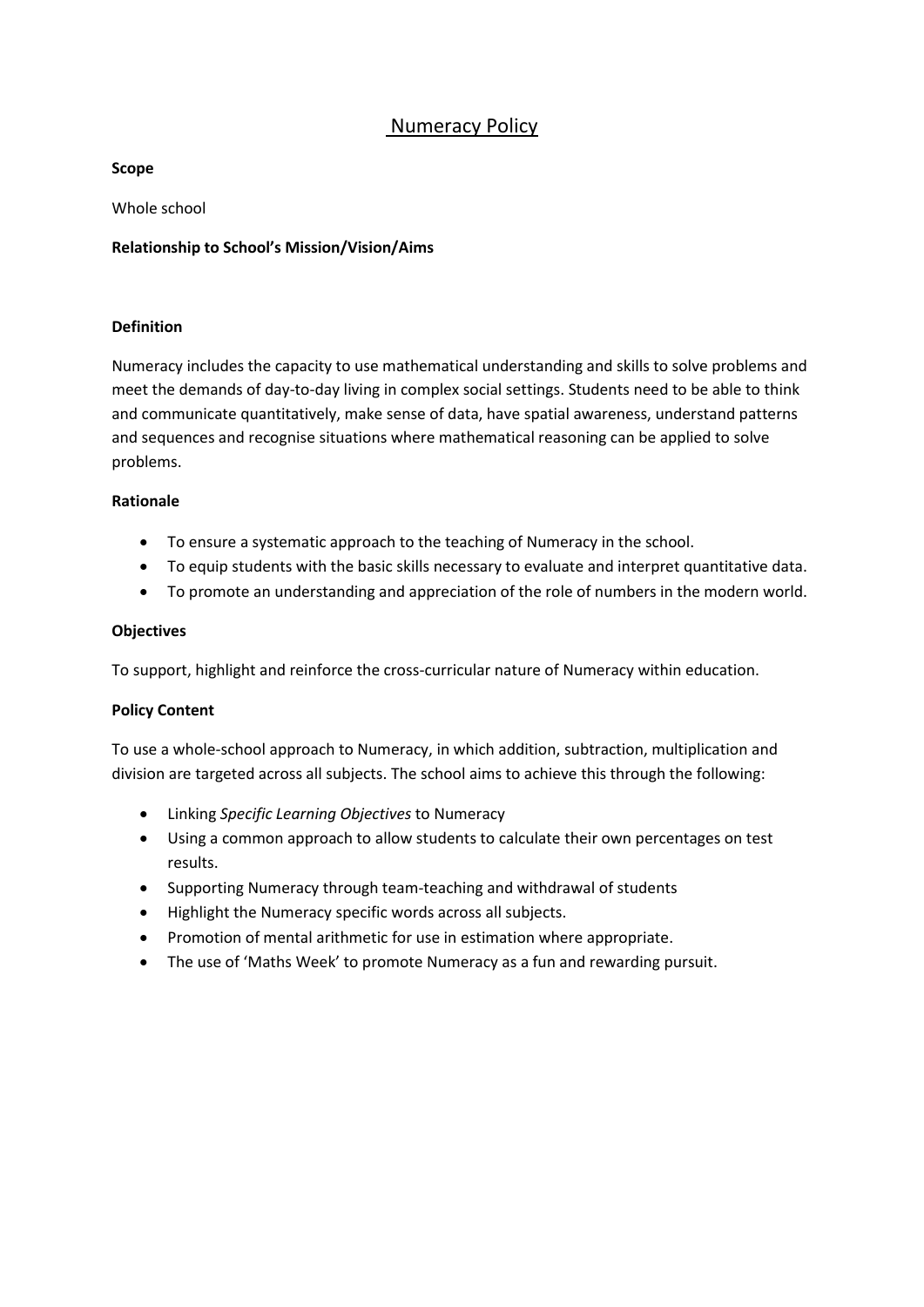# Numeracy Policy

**Scope**

Whole school

**Relationship to School's Mission/Vision/Aims**

**Definition**

Numeracy includes the capacity to use mathematical understanding and skills to solve problems and meet the demands of day-to-day living in complex social settings. Students need to be able to think and communicate quantitatively, make sense of data, have spatial awareness, understand patterns and sequences and recognise situations where mathematical reasoning can be applied to solve problems.

**Rationale**

- To ensure a systematic approach to the teaching of Numeracy in the school.
- To equip students with the basic skills necessary to evaluate and interpret quantitative data.
- To promote an understanding and appreciation of the role of numbers in the modern world.

**Objectives**

To support, highlight and reinforce the cross-curricular nature of Numeracy within education.

**Policy Content**

To use a whole-school approach to Numeracy, in which addition, subtraction, multiplication and division are targeted across all subjects. The school aims to achieve this through the following:

- Linking *Specific Learning Objectives* to Numeracy
- Using a common approach to allow students to calculate their own percentages on test results.
- Supporting Numeracy through team-teaching and withdrawal of students
- Highlight the Numeracy specific words across all subjects.
- Promotion of mental arithmetic for use in estimation where appropriate.
- The use of 'Maths Week' to promote Numeracy as a fun and rewarding pursuit.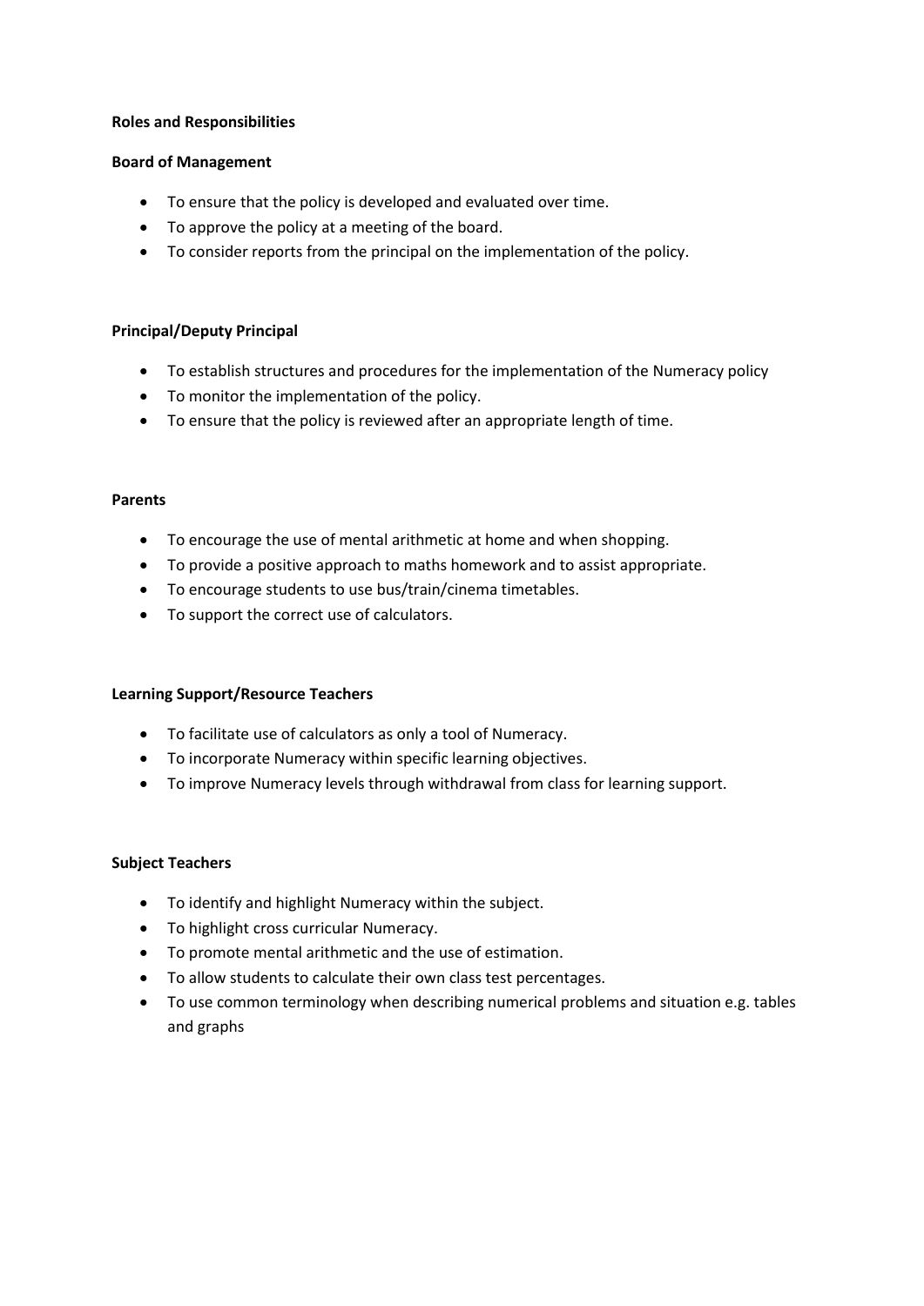**Roles and Responsibilities**

**Board of Management**

- To ensure that the policy is developed and evaluated over time.
- To approve the policy at a meeting of the board.
- To consider reports from the principal on the implementation of the policy.

**Principal/Deputy Principal**

- To establish structures and procedures for the implementation of the Numeracy policy
- To monitor the implementation of the policy.
- To ensure that the policy is reviewed after an appropriate length of time.

**Parents**

- To encourage the use of mental arithmetic at home and when shopping.
- To provide a positive approach to maths homework and to assist appropriate.
- To encourage students to use bus/train/cinema timetables.
- To support the correct use of calculators.

**Learning Support/Resource Teachers**

- To facilitate use of calculators as only a tool of Numeracy.
- To incorporate Numeracy within specific learning objectives.
- To improve Numeracy levels through withdrawal from class for learning support.

**Subject Teachers**

- To identify and highlight Numeracy within the subject.
- To highlight cross curricular Numeracy.
- To promote mental arithmetic and the use of estimation.
- To allow students to calculate their own class test percentages.
- To use common terminology when describing numerical problems and situation e.g. tables and graphs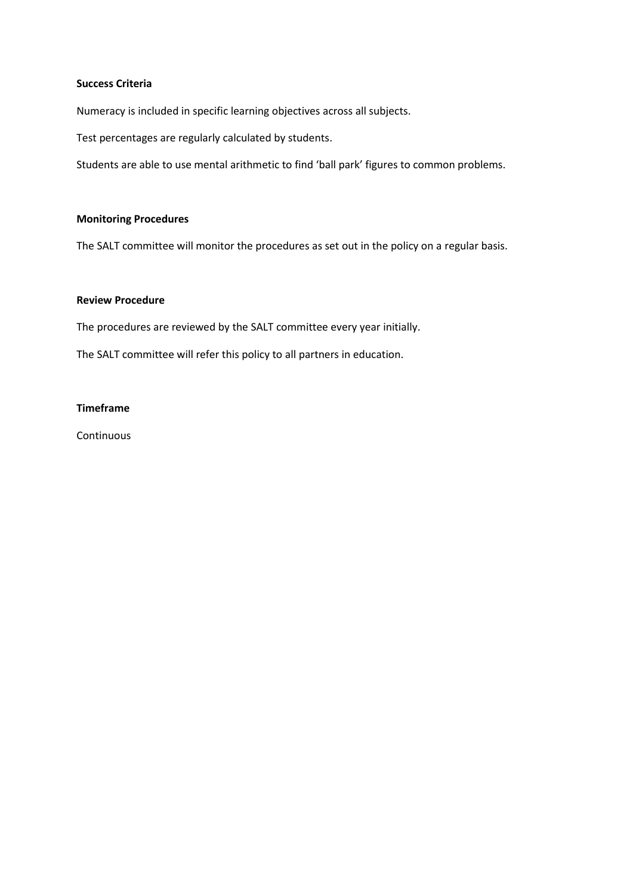**Success Criteria**

Numeracy is included in specific learning objectives across all subjects.

Test percentages are regularly calculated by students.

Students are able to use mental arithmetic to find 'ball park' figures to common problems.

**Monitoring Procedures**

The SALT committee will monitor the procedures as set out in the policy on a regular basis.

**Review Procedure**

The procedures are reviewed by the SALT committee every year initially.

The SALT committee will refer this policy to all partners in education.

**Timeframe**

Continuous